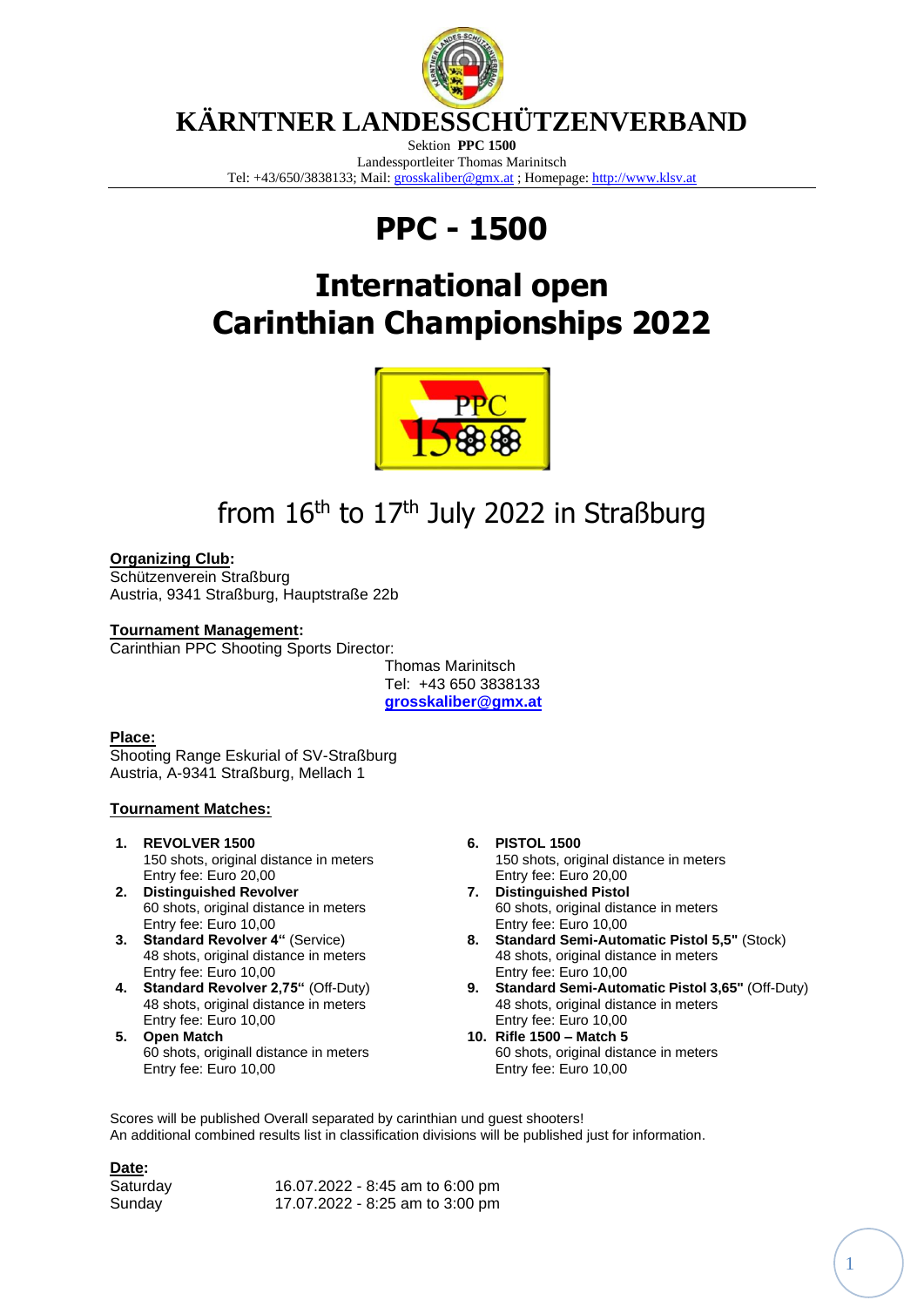# KÄRNTNER LANDESSCHÜTZENVERBAND

Sektion **PPC 1500**
Landessportleiter Thomas Marinitsch
Tel: +43/650/3838133; Mail: grosskaliber@gmx.at ; Homepage: http://www.klsv.at

# PPC - 1500

# International open Carinthian Championships 2022

## from 16th to 17th July 2022 in Straßburg

**Organizing Club:**
Schützenverein Straßburg
Austria, 9341 Straßburg, Hauptstraße 22b

**Tournament Management:**
Carinthian PPC Shooting Sports Director:
Thomas Marinitsch
Tel: +43 650 3838133
**grosskaliber@gmx.at**

**Place:**
Shooting Range Eskurial of SV-Straßburg
Austria, A-9341 Straßburg, Mellach 1

**Tournament Matches:**

1. **REVOLVER 1500**
   150 shots, original distance in meters
   Entry fee: Euro 20,00
2. **Distinguished Revolver**
   60 shots, original distance in meters
   Entry fee: Euro 10,00
3. **Standard Revolver 4"** (Service)
   48 shots, original distance in meters
   Entry fee: Euro 10,00
4. **Standard Revolver 2,75"** (Off-Duty)
   48 shots, original distance in meters
   Entry fee: Euro 10,00
5. **Open Match**
   60 shots, originall distance in meters
   Entry fee: Euro 10,00
6. **PISTOL 1500**
   150 shots, original distance in meters
   Entry fee: Euro 20,00
7. **Distinguished Pistol**
   60 shots, original distance in meters
   Entry fee: Euro 10,00
8. **Standard Semi-Automatic Pistol 5,5"** (Stock)
   48 shots, original distance in meters
   Entry fee: Euro 10,00
9. **Standard Semi-Automatic Pistol 3,65"** (Off-Duty)
   48 shots, original distance in meters
   Entry fee: Euro 10,00
10. **Rifle 1500 – Match 5**
    60 shots, original distance in meters
    Entry fee: Euro 10,00

Scores will be published Overall separated by carinthian und guest shooters!
An additional combined results list in classification divisions will be published just for information.

**Date:**

| | |
|---|---|
| Saturday | 16.07.2022 - 8:45 am to 6:00 pm |
| Sunday | 17.07.2022 - 8:25 am to 3:00 pm |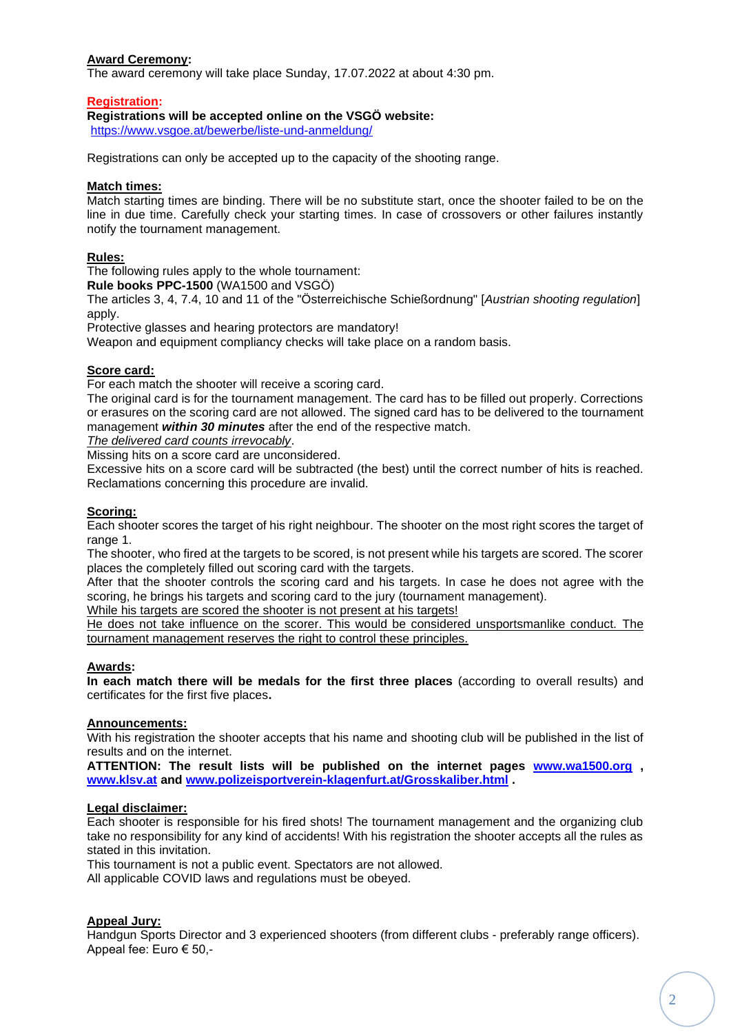**Award Ceremony:**
The award ceremony will take place Sunday, 17.07.2022 at about 4:30 pm.

**Registration:**
**Registrations will be accepted online on the VSGÖ website:**
https://www.vsgoe.at/bewerbe/liste-und-anmeldung/

Registrations can only be accepted up to the capacity of the shooting range.

**Match times:**
Match starting times are binding. There will be no substitute start, once the shooter failed to be on the line in due time. Carefully check your starting times. In case of crossovers or other failures instantly notify the tournament management.

**Rules:**
The following rules apply to the whole tournament:
**Rule books PPC-1500** (WA1500 and VSGÖ)
The articles 3, 4, 7.4, 10 and 11 of the "Österreichische Schießordnung" [*Austrian shooting regulation*] apply.
Protective glasses and hearing protectors are mandatory!
Weapon and equipment compliancy checks will take place on a random basis.

**Score card:**
For each match the shooter will receive a scoring card.
The original card is for the tournament management. The card has to be filled out properly. Corrections or erasures on the scoring card are not allowed. The signed card has to be delivered to the tournament management ***within 30 minutes*** after the end of the respective match.
*The delivered card counts irrevocably*.
Missing hits on a score card are unconsidered.
Excessive hits on a score card will be subtracted (the best) until the correct number of hits is reached. Reclamations concerning this procedure are invalid.

**Scoring:**
Each shooter scores the target of his right neighbour. The shooter on the most right scores the target of range 1.
The shooter, who fired at the targets to be scored, is not present while his targets are scored. The scorer places the completely filled out scoring card with the targets.
After that the shooter controls the scoring card and his targets. In case he does not agree with the scoring, he brings his targets and scoring card to the jury (tournament management).
While his targets are scored the shooter is not present at his targets!
He does not take influence on the scorer. This would be considered unsportsmanlike conduct. The tournament management reserves the right to control these principles.

**Awards:**
**In each match there will be medals for the first three places** (according to overall results) and certificates for the first five places**.**

**Announcements:**
With his registration the shooter accepts that his name and shooting club will be published in the list of results and on the internet.
**ATTENTION: The result lists will be published on the internet pages www.wa1500.org , www.klsv.at and www.polizeisportverein-klagenfurt.at/Grosskaliber.html .**

**Legal disclaimer:**
Each shooter is responsible for his fired shots! The tournament management and the organizing club take no responsibility for any kind of accidents! With his registration the shooter accepts all the rules as stated in this invitation.
This tournament is not a public event. Spectators are not allowed.
All applicable COVID laws and regulations must be obeyed.

**Appeal Jury:**
Handgun Sports Director and 3 experienced shooters (from different clubs - preferably range officers).
Appeal fee: Euro € 50,-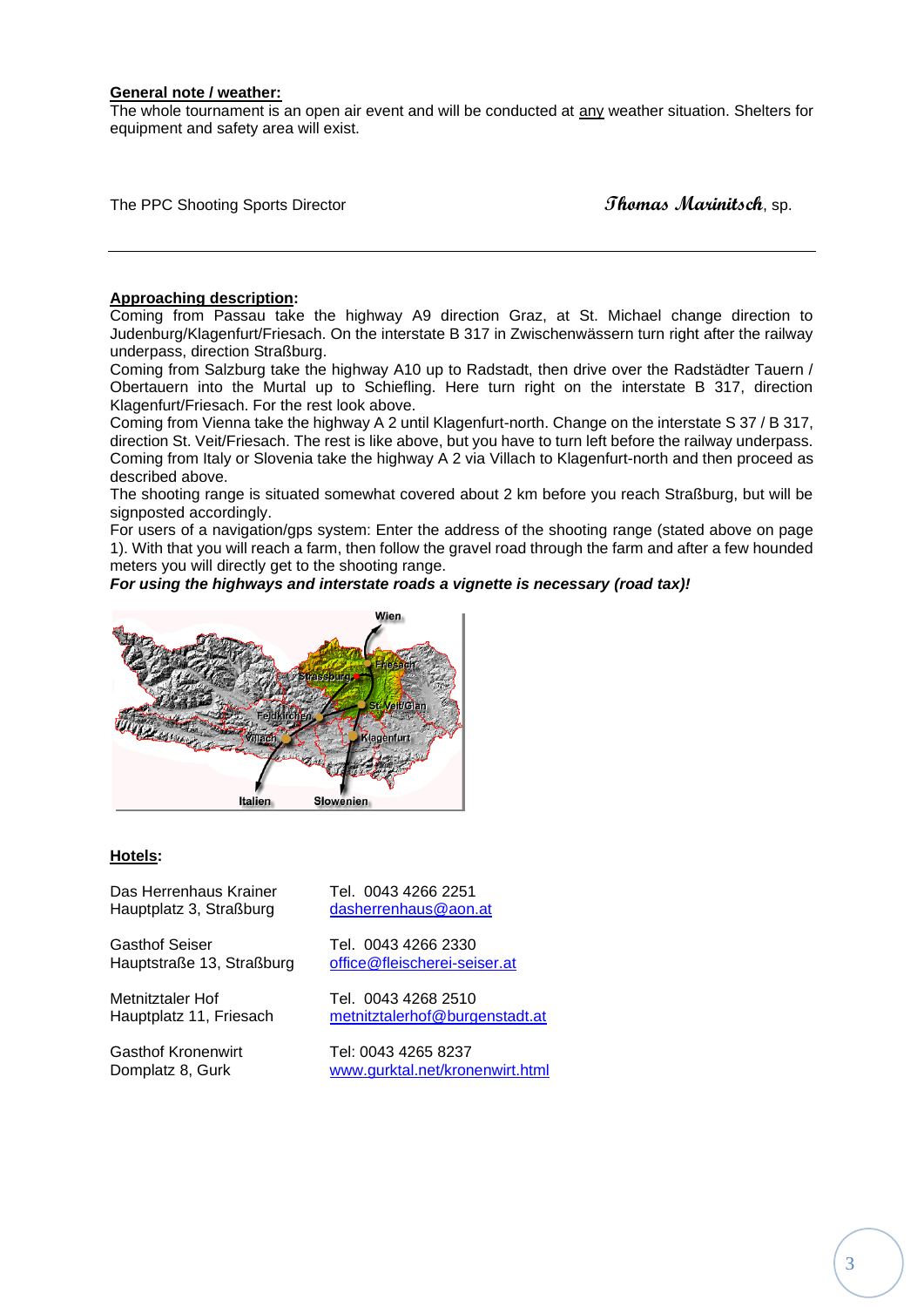**General note / weather:**

The whole tournament is an open air event and will be conducted at any weather situation. Shelters for equipment and safety area will exist.

The PPC Shooting Sports Director                                                   ***Thomas Marinitsch***, sp.

---

**Approaching description:**

Coming from Passau take the highway A9 direction Graz, at St. Michael change direction to Judenburg/Klagenfurt/Friesach. On the interstate B 317 in Zwischenwässern turn right after the railway underpass, direction Straßburg.

Coming from Salzburg take the highway A10 up to Radstadt, then drive over the Radstädter Tauern / Obertauern into the Murtal up to Schiefling. Here turn right on the interstate B 317, direction Klagenfurt/Friesach. For the rest look above.

Coming from Vienna take the highway A 2 until Klagenfurt-north. Change on the interstate S 37 / B 317, direction St. Veit/Friesach. The rest is like above, but you have to turn left before the railway underpass.

Coming from Italy or Slovenia take the highway A 2 via Villach to Klagenfurt-north and then proceed as described above.

The shooting range is situated somewhat covered about 2 km before you reach Straßburg, but will be signposted accordingly.

For users of a navigation/gps system: Enter the address of the shooting range (stated above on page 1). With that you will reach a farm, then follow the gravel road through the farm and after a few hounded meters you will directly get to the shooting range.

***For using the highways and interstate roads a vignette is necessary (road tax)!***

Wien
Friesach
Strassburg
St. Veit/Glan
Feldkirchen
Villach
Klagenfurt
Italien
Slowenien

**Hotels:**

| | |
|---|---|
| Das Herrenhaus Krainer<br>Hauptplatz 3, Straßburg | Tel. 0043 4266 2251<br>dasherrenhaus@aon.at |
| Gasthof Seiser<br>Hauptstraße 13, Straßburg | Tel. 0043 4266 2330<br>office@fleischerei-seiser.at |
| Metnitztaler Hof<br>Hauptplatz 11, Friesach | Tel. 0043 4268 2510<br>metnitztalerhof@burgenstadt.at |
| Gasthof Kronenwirt<br>Domplatz 8, Gurk | Tel: 0043 4265 8237<br>www.gurktal.net/kronenwirt.html |